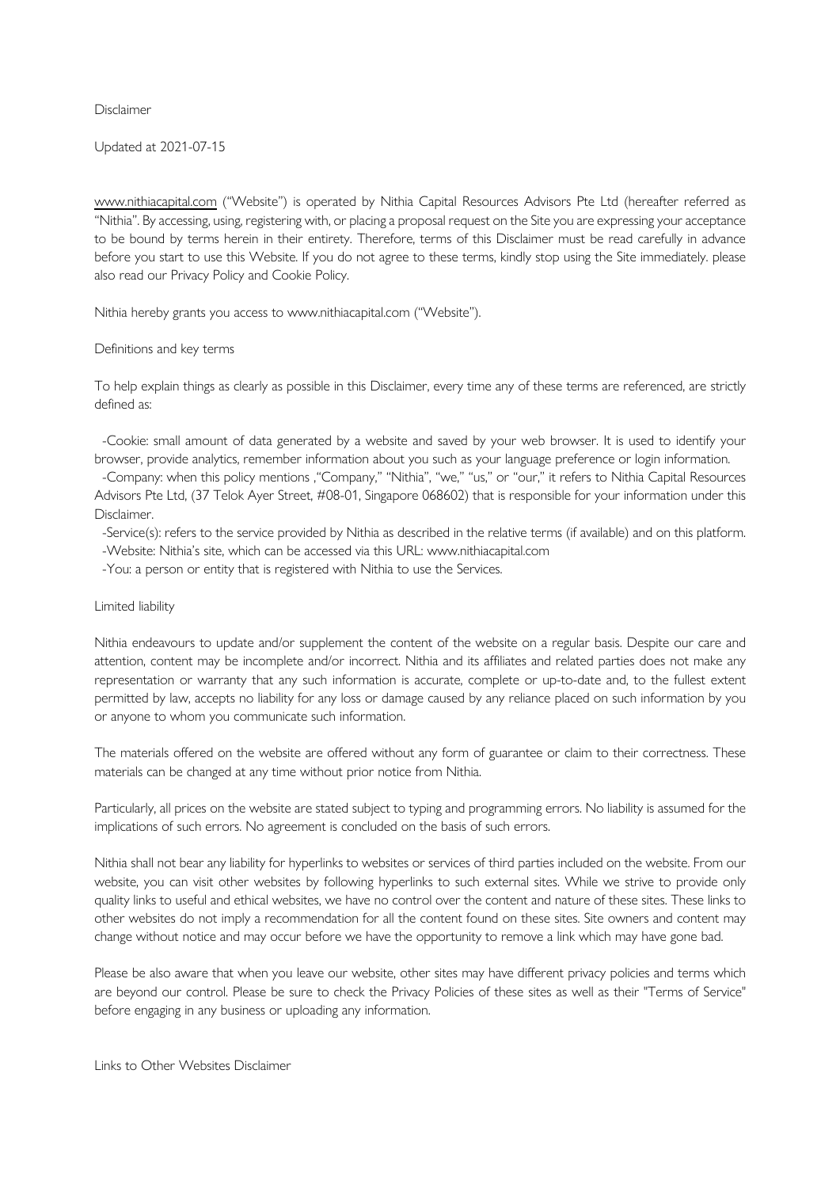# Disclaimer

Updated at 2021-07-15

www.nithiacapital.com ("Website") is operated by Nithia Capital Resources Advisors Pte Ltd (hereafter referred as "Nithia". By accessing, using, registering with, or placing a proposal request on the Site you are expressing your acceptance to be bound by terms herein in their entirety. Therefore, terms of this Disclaimer must be read carefully in advance before you start to use this Website. If you do not agree to these terms, kindly stop using the Site immediately. please also read our Privacy Policy and Cookie Policy.

Nithia hereby grants you access to www.nithiacapital.com ("Website").

## Definitions and key terms

To help explain things as clearly as possible in this Disclaimer, every time any of these terms are referenced, are strictly defined as:

-Cookie: small amount of data generated by a website and saved by your web browser. It is used to identify your browser, provide analytics, remember information about you such as your language preference or login information.
-Company: when this policy mentions ,"Company," "Nithia", "we," "us," or "our," it refers to Nithia Capital Resources Advisors Pte Ltd, (37 Telok Ayer Street, #08-01, Singapore 068602) that is responsible for your information under this Disclaimer.
-Service(s): refers to the service provided by Nithia as described in the relative terms (if available) and on this platform.
-Website: Nithia's site, which can be accessed via this URL: www.nithiacapital.com
-You: a person or entity that is registered with Nithia to use the Services.

## Limited liability

Nithia endeavours to update and/or supplement the content of the website on a regular basis. Despite our care and attention, content may be incomplete and/or incorrect. Nithia and its affiliates and related parties does not make any representation or warranty that any such information is accurate, complete or up-to-date and, to the fullest extent permitted by law, accepts no liability for any loss or damage caused by any reliance placed on such information by you or anyone to whom you communicate such information.

The materials offered on the website are offered without any form of guarantee or claim to their correctness. These materials can be changed at any time without prior notice from Nithia.

Particularly, all prices on the website are stated subject to typing and programming errors. No liability is assumed for the implications of such errors. No agreement is concluded on the basis of such errors.

Nithia shall not bear any liability for hyperlinks to websites or services of third parties included on the website. From our website, you can visit other websites by following hyperlinks to such external sites. While we strive to provide only quality links to useful and ethical websites, we have no control over the content and nature of these sites. These links to other websites do not imply a recommendation for all the content found on these sites. Site owners and content may change without notice and may occur before we have the opportunity to remove a link which may have gone bad.

Please be also aware that when you leave our website, other sites may have different privacy policies and terms which are beyond our control. Please be sure to check the Privacy Policies of these sites as well as their "Terms of Service" before engaging in any business or uploading any information.

## Links to Other Websites Disclaimer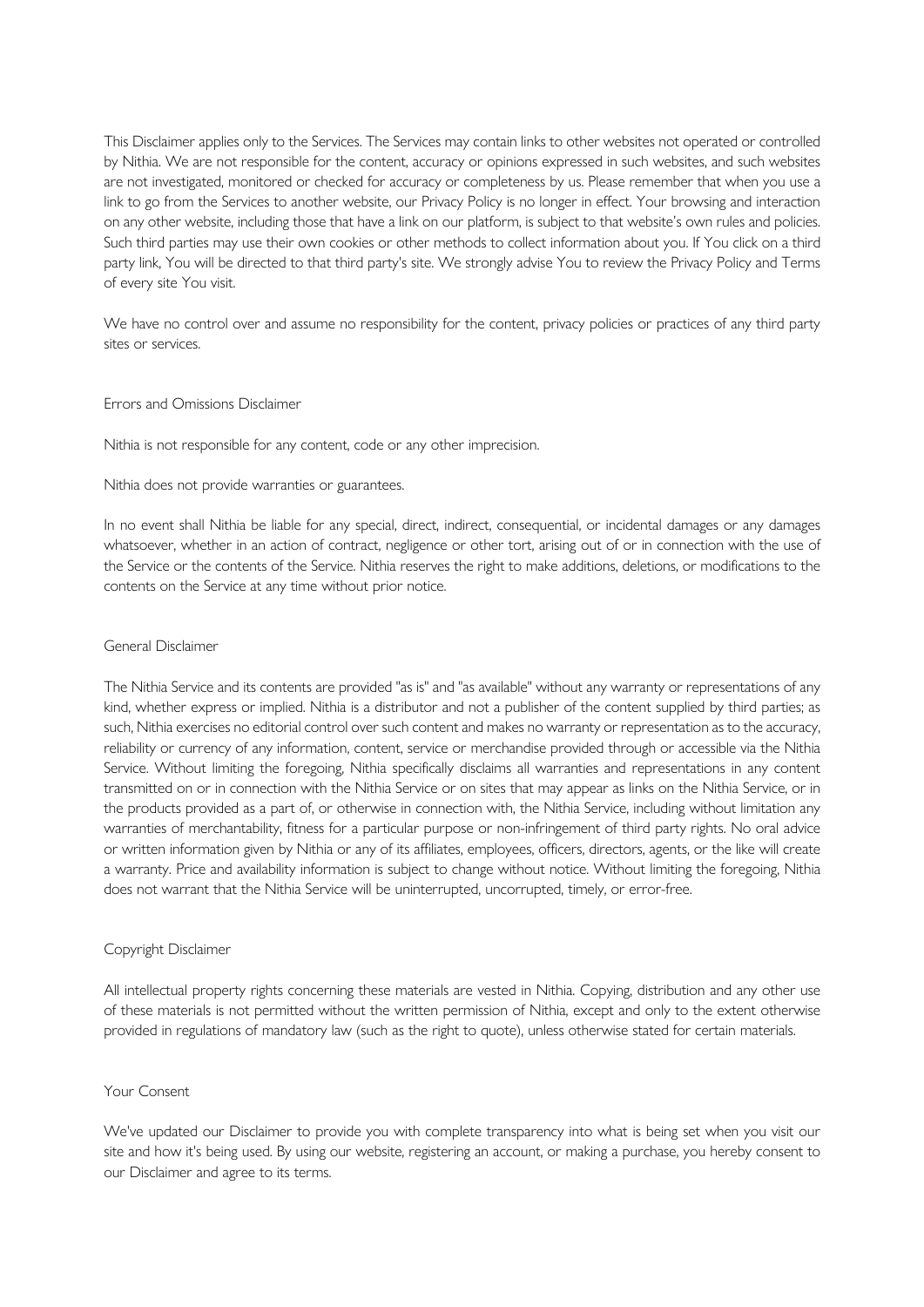This Disclaimer applies only to the Services. The Services may contain links to other websites not operated or controlled by Nithia. We are not responsible for the content, accuracy or opinions expressed in such websites, and such websites are not investigated, monitored or checked for accuracy or completeness by us. Please remember that when you use a link to go from the Services to another website, our Privacy Policy is no longer in effect. Your browsing and interaction on any other website, including those that have a link on our platform, is subject to that website's own rules and policies. Such third parties may use their own cookies or other methods to collect information about you. If You click on a third party link, You will be directed to that third party's site. We strongly advise You to review the Privacy Policy and Terms of every site You visit.

We have no control over and assume no responsibility for the content, privacy policies or practices of any third party sites or services.

## Errors and Omissions Disclaimer

Nithia is not responsible for any content, code or any other imprecision.

Nithia does not provide warranties or guarantees.

In no event shall Nithia be liable for any special, direct, indirect, consequential, or incidental damages or any damages whatsoever, whether in an action of contract, negligence or other tort, arising out of or in connection with the use of the Service or the contents of the Service. Nithia reserves the right to make additions, deletions, or modifications to the contents on the Service at any time without prior notice.

## General Disclaimer

The Nithia Service and its contents are provided "as is" and "as available" without any warranty or representations of any kind, whether express or implied. Nithia is a distributor and not a publisher of the content supplied by third parties; as such, Nithia exercises no editorial control over such content and makes no warranty or representation as to the accuracy, reliability or currency of any information, content, service or merchandise provided through or accessible via the Nithia Service. Without limiting the foregoing, Nithia specifically disclaims all warranties and representations in any content transmitted on or in connection with the Nithia Service or on sites that may appear as links on the Nithia Service, or in the products provided as a part of, or otherwise in connection with, the Nithia Service, including without limitation any warranties of merchantability, fitness for a particular purpose or non-infringement of third party rights. No oral advice or written information given by Nithia or any of its affiliates, employees, officers, directors, agents, or the like will create a warranty. Price and availability information is subject to change without notice. Without limiting the foregoing, Nithia does not warrant that the Nithia Service will be uninterrupted, uncorrupted, timely, or error-free.

## Copyright Disclaimer

All intellectual property rights concerning these materials are vested in Nithia. Copying, distribution and any other use of these materials is not permitted without the written permission of Nithia, except and only to the extent otherwise provided in regulations of mandatory law (such as the right to quote), unless otherwise stated for certain materials.

## Your Consent

We've updated our Disclaimer to provide you with complete transparency into what is being set when you visit our site and how it's being used. By using our website, registering an account, or making a purchase, you hereby consent to our Disclaimer and agree to its terms.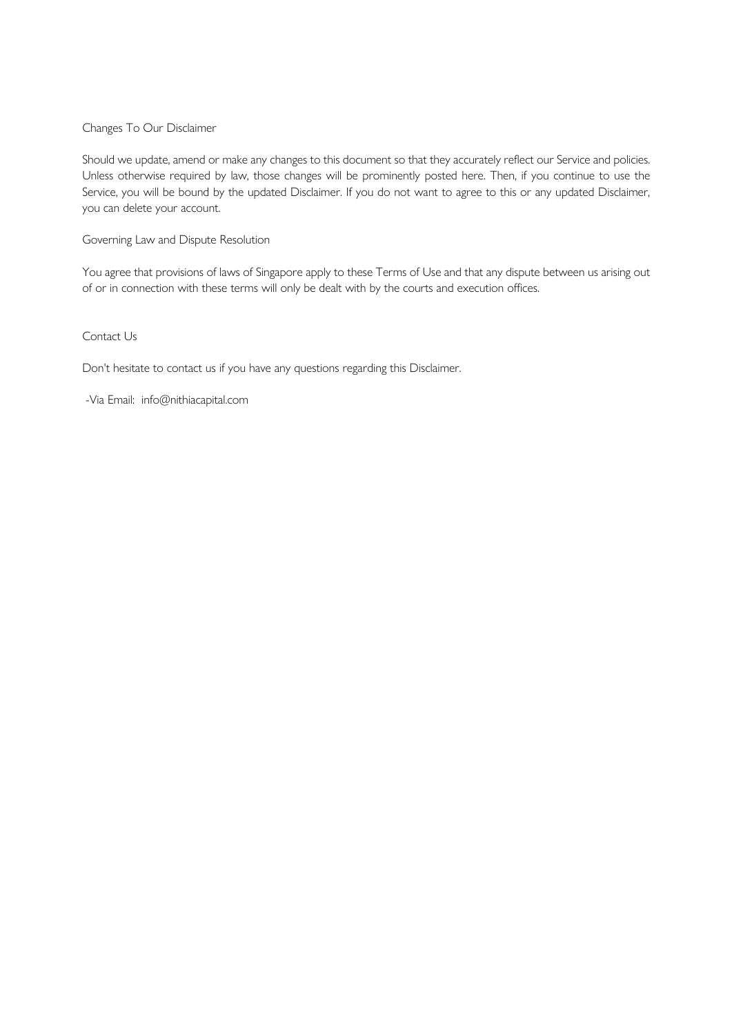## Changes To Our Disclaimer

Should we update, amend or make any changes to this document so that they accurately reflect our Service and policies. Unless otherwise required by law, those changes will be prominently posted here. Then, if you continue to use the Service, you will be bound by the updated Disclaimer. If you do not want to agree to this or any updated Disclaimer, you can delete your account.

## Governing Law and Dispute Resolution

You agree that provisions of laws of Singapore apply to these Terms of Use and that any dispute between us arising out of or in connection with these terms will only be dealt with by the courts and execution offices.

## Contact Us

Don't hesitate to contact us if you have any questions regarding this Disclaimer.

-Via Email: info@nithiacapital.com